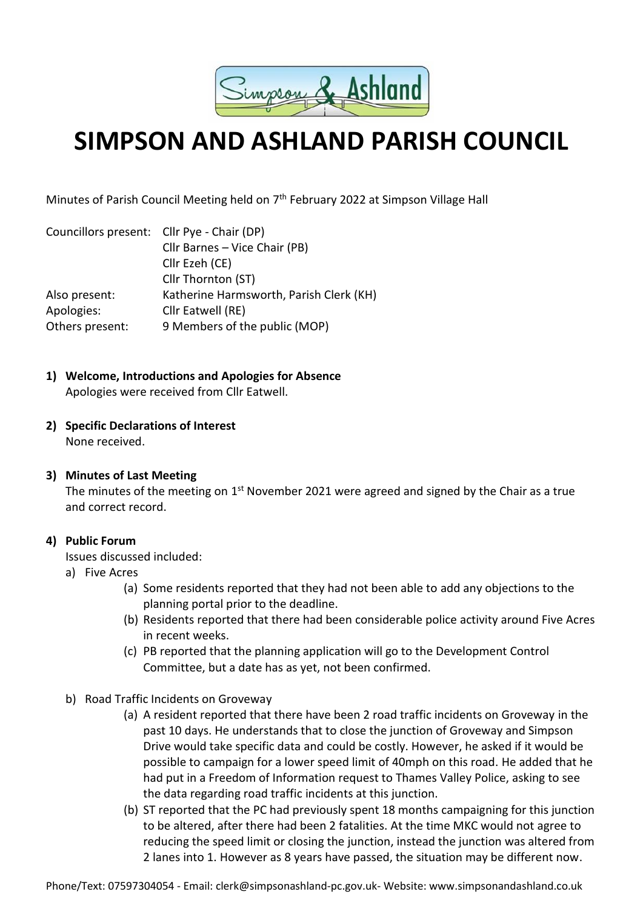# SIMPSON AND ASHLAND PARISH COUNCIL

Minutes of Parish Council Meeting held on 7th February 2022 at Simpson Village Hall

| | |
|---|---|
| Councillors present: | Cllr Pye - Chair (DP) |
| | Cllr Barnes – Vice Chair (PB) |
| | Cllr Ezeh (CE) |
| | Cllr Thornton (ST) |
| Also present: | Katherine Harmsworth, Parish Clerk (KH) |
| Apologies: | Cllr Eatwell (RE) |
| Others present: | 9 Members of the public (MOP) |

1) **Welcome, Introductions and Apologies for Absence**
   Apologies were received from Cllr Eatwell.

2) **Specific Declarations of Interest**
   None received.

3) **Minutes of Last Meeting**
   The minutes of the meeting on 1st November 2021 were agreed and signed by the Chair as a true and correct record.

4) **Public Forum**
   Issues discussed included:
   a) Five Acres
      (a) Some residents reported that they had not been able to add any objections to the planning portal prior to the deadline.
      (b) Residents reported that there had been considerable police activity around Five Acres in recent weeks.
      (c) PB reported that the planning application will go to the Development Control Committee, but a date has as yet, not been confirmed.

   b) Road Traffic Incidents on Groveway
      (a) A resident reported that there have been 2 road traffic incidents on Groveway in the past 10 days. He understands that to close the junction of Groveway and Simpson Drive would take specific data and could be costly. However, he asked if it would be possible to campaign for a lower speed limit of 40mph on this road. He added that he had put in a Freedom of Information request to Thames Valley Police, asking to see the data regarding road traffic incidents at this junction.
      (b) ST reported that the PC had previously spent 18 months campaigning for this junction to be altered, after there had been 2 fatalities. At the time MKC would not agree to reducing the speed limit or closing the junction, instead the junction was altered from 2 lanes into 1. However as 8 years have passed, the situation may be different now.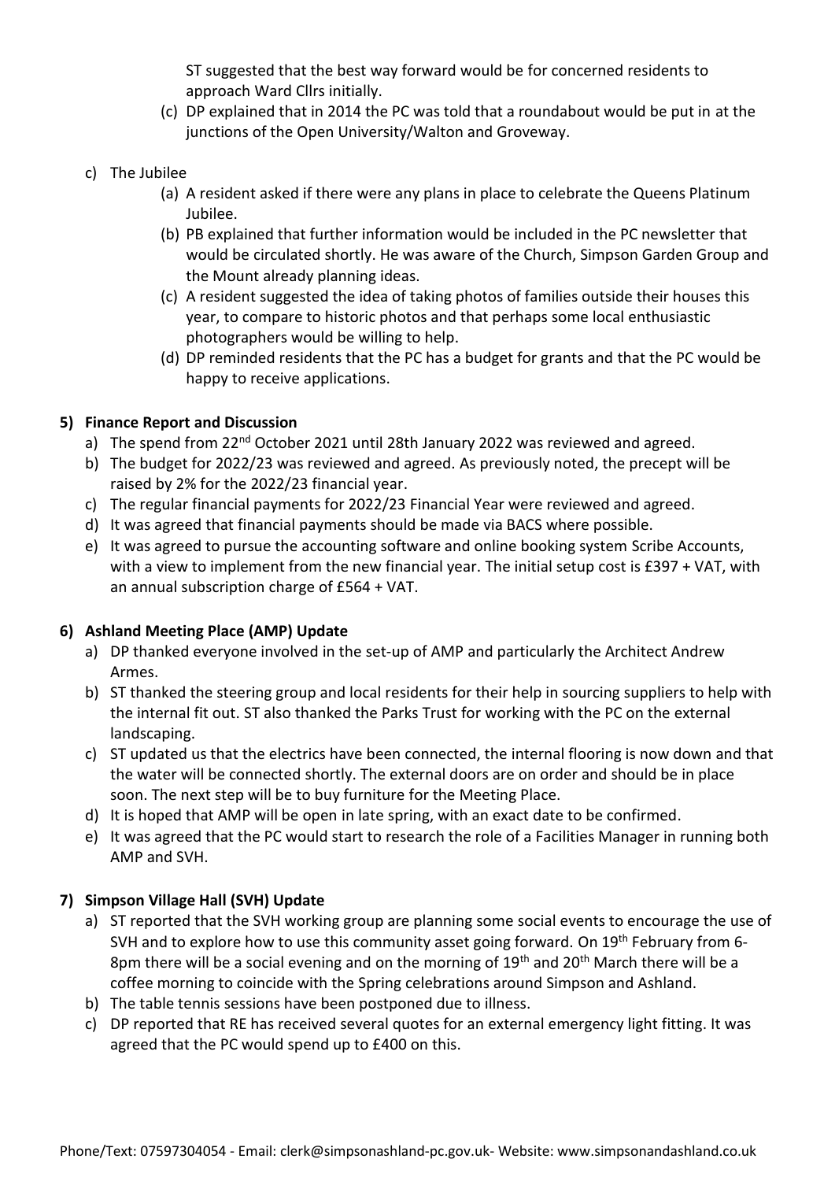ST suggested that the best way forward would be for concerned residents to approach Ward Cllrs initially.

(c) DP explained that in 2014 the PC was told that a roundabout would be put in at the junctions of the Open University/Walton and Groveway.

c) The Jubilee

(a) A resident asked if there were any plans in place to celebrate the Queens Platinum Jubilee.

(b) PB explained that further information would be included in the PC newsletter that would be circulated shortly. He was aware of the Church, Simpson Garden Group and the Mount already planning ideas.

(c) A resident suggested the idea of taking photos of families outside their houses this year, to compare to historic photos and that perhaps some local enthusiastic photographers would be willing to help.

(d) DP reminded residents that the PC has a budget for grants and that the PC would be happy to receive applications.

## 5) Finance Report and Discussion

a) The spend from 22nd October 2021 until 28th January 2022 was reviewed and agreed.

b) The budget for 2022/23 was reviewed and agreed. As previously noted, the precept will be raised by 2% for the 2022/23 financial year.

c) The regular financial payments for 2022/23 Financial Year were reviewed and agreed.

d) It was agreed that financial payments should be made via BACS where possible.

e) It was agreed to pursue the accounting software and online booking system Scribe Accounts, with a view to implement from the new financial year. The initial setup cost is £397 + VAT, with an annual subscription charge of £564 + VAT.

## 6) Ashland Meeting Place (AMP) Update

a) DP thanked everyone involved in the set-up of AMP and particularly the Architect Andrew Armes.

b) ST thanked the steering group and local residents for their help in sourcing suppliers to help with the internal fit out. ST also thanked the Parks Trust for working with the PC on the external landscaping.

c) ST updated us that the electrics have been connected, the internal flooring is now down and that the water will be connected shortly. The external doors are on order and should be in place soon. The next step will be to buy furniture for the Meeting Place.

d) It is hoped that AMP will be open in late spring, with an exact date to be confirmed.

e) It was agreed that the PC would start to research the role of a Facilities Manager in running both AMP and SVH.

## 7) Simpson Village Hall (SVH) Update

a) ST reported that the SVH working group are planning some social events to encourage the use of SVH and to explore how to use this community asset going forward. On 19th February from 6-8pm there will be a social evening and on the morning of 19th and 20th March there will be a coffee morning to coincide with the Spring celebrations around Simpson and Ashland.

b) The table tennis sessions have been postponed due to illness.

c) DP reported that RE has received several quotes for an external emergency light fitting. It was agreed that the PC would spend up to £400 on this.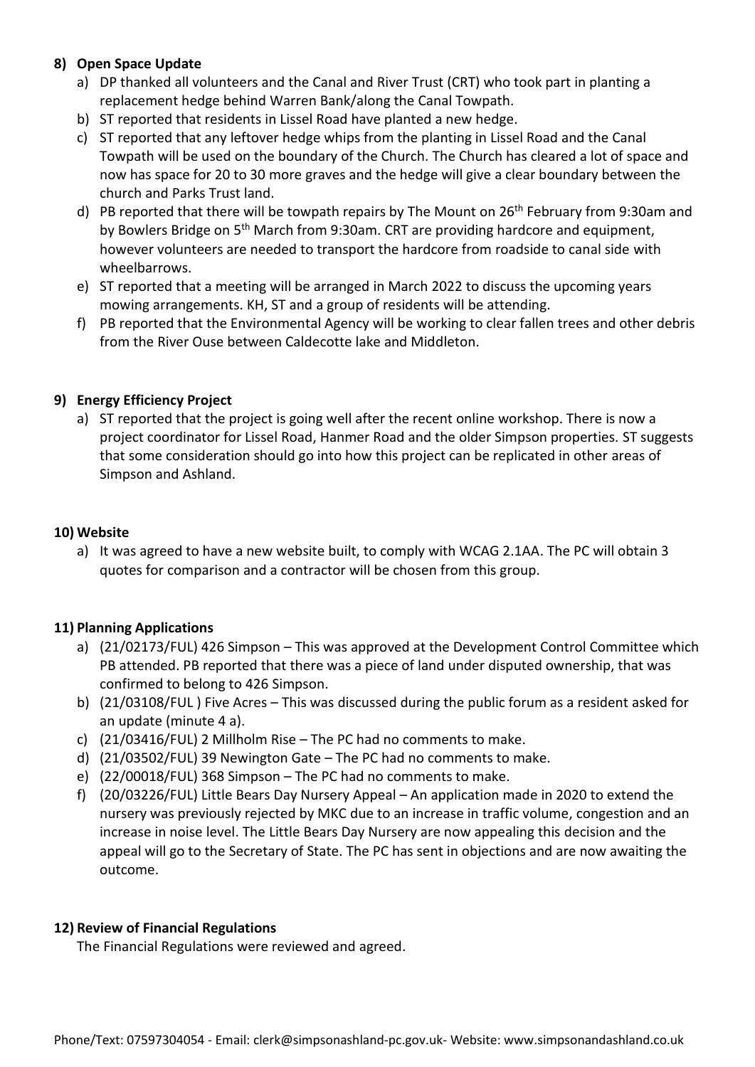**8) Open Space Update**

a) DP thanked all volunteers and the Canal and River Trust (CRT) who took part in planting a replacement hedge behind Warren Bank/along the Canal Towpath.

b) ST reported that residents in Lissel Road have planted a new hedge.

c) ST reported that any leftover hedge whips from the planting in Lissel Road and the Canal Towpath will be used on the boundary of the Church. The Church has cleared a lot of space and now has space for 20 to 30 more graves and the hedge will give a clear boundary between the church and Parks Trust land.

d) PB reported that there will be towpath repairs by The Mount on 26th February from 9:30am and by Bowlers Bridge on 5th March from 9:30am. CRT are providing hardcore and equipment, however volunteers are needed to transport the hardcore from roadside to canal side with wheelbarrows.

e) ST reported that a meeting will be arranged in March 2022 to discuss the upcoming years mowing arrangements. KH, ST and a group of residents will be attending.

f) PB reported that the Environmental Agency will be working to clear fallen trees and other debris from the River Ouse between Caldecotte lake and Middleton.

**9) Energy Efficiency Project**

a) ST reported that the project is going well after the recent online workshop. There is now a project coordinator for Lissel Road, Hanmer Road and the older Simpson properties. ST suggests that some consideration should go into how this project can be replicated in other areas of Simpson and Ashland.

**10) Website**

a) It was agreed to have a new website built, to comply with WCAG 2.1AA. The PC will obtain 3 quotes for comparison and a contractor will be chosen from this group.

**11) Planning Applications**

a) (21/02173/FUL) 426 Simpson – This was approved at the Development Control Committee which PB attended. PB reported that there was a piece of land under disputed ownership, that was confirmed to belong to 426 Simpson.

b) (21/03108/FUL ) Five Acres – This was discussed during the public forum as a resident asked for an update (minute 4 a).

c) (21/03416/FUL) 2 Millholm Rise – The PC had no comments to make.

d) (21/03502/FUL) 39 Newington Gate – The PC had no comments to make.

e) (22/00018/FUL) 368 Simpson – The PC had no comments to make.

f) (20/03226/FUL) Little Bears Day Nursery Appeal – An application made in 2020 to extend the nursery was previously rejected by MKC due to an increase in traffic volume, congestion and an increase in noise level. The Little Bears Day Nursery are now appealing this decision and the appeal will go to the Secretary of State. The PC has sent in objections and are now awaiting the outcome.

**12) Review of Financial Regulations**

The Financial Regulations were reviewed and agreed.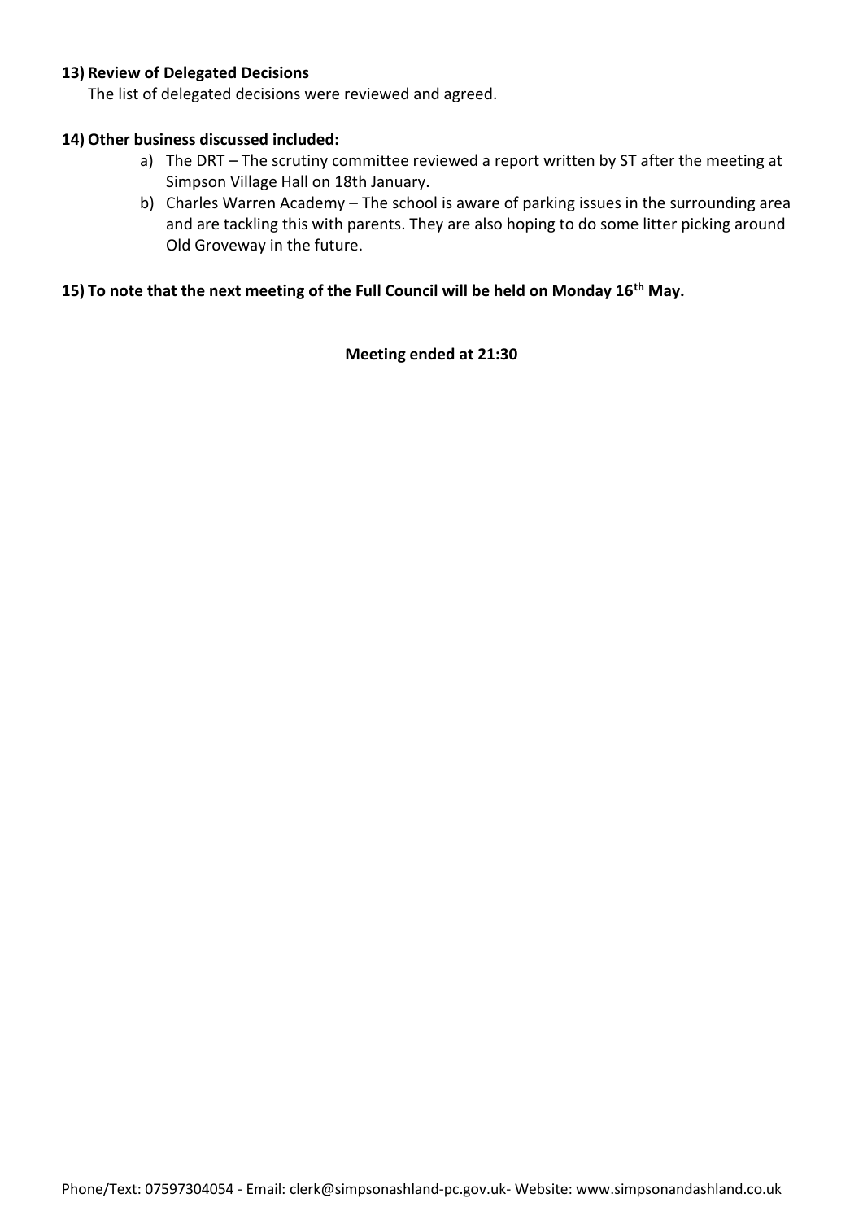**13) Review of Delegated Decisions**

The list of delegated decisions were reviewed and agreed.

**14) Other business discussed included:**

a) The DRT – The scrutiny committee reviewed a report written by ST after the meeting at Simpson Village Hall on 18th January.

b) Charles Warren Academy – The school is aware of parking issues in the surrounding area and are tackling this with parents. They are also hoping to do some litter picking around Old Groveway in the future.

**15) To note that the next meeting of the Full Council will be held on Monday 16th May.**

**Meeting ended at 21:30**